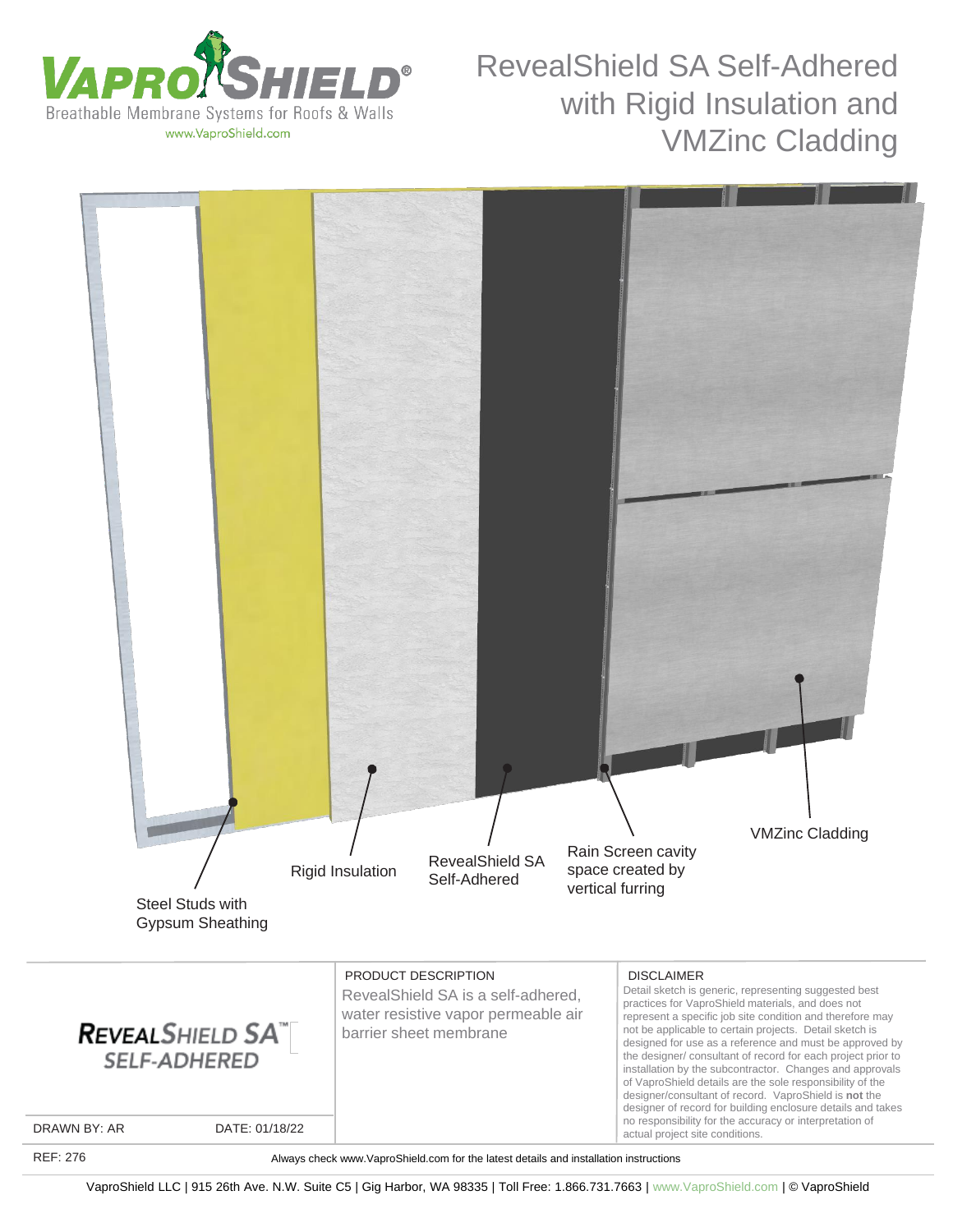**VAPROSHIELD®**
Breathable Membrane Systems for Roofs & Walls
www.VaproShield.com

# RevealShield SA Self-Adhered with Rigid Insulation and VMZinc Cladding

Steel Studs with Gypsum Sheathing

Rigid Insulation

RevealShield SA Self-Adhered

Rain Screen cavity space created by vertical furring

VMZinc Cladding

**REVEALSHIELD SA™ SELF-ADHERED**

DRAWN BY: AR

DATE: 01/18/22

PRODUCT DESCRIPTION

RevealShield SA is a self-adhered, water resistive vapor permeable air barrier sheet membrane

DISCLAIMER

Detail sketch is generic, representing suggested best practices for VaproShield materials, and does not represent a specific job site condition and therefore may not be applicable to certain projects. Detail sketch is designed for use as a reference and must be approved by the designer/ consultant of record for each project prior to installation by the subcontractor. Changes and approvals of VaproShield details are the sole responsibility of the designer/consultant of record. VaproShield is **not** the designer of record for building enclosure details and takes no responsibility for the accuracy or interpretation of actual project site conditions.

REF: 276

Always check www.VaproShield.com for the latest details and installation instructions

VaproShield LLC | 915 26th Ave. N.W. Suite C5 | Gig Harbor, WA 98335 | Toll Free: 1.866.731.7663 | www.VaproShield.com | © VaproShield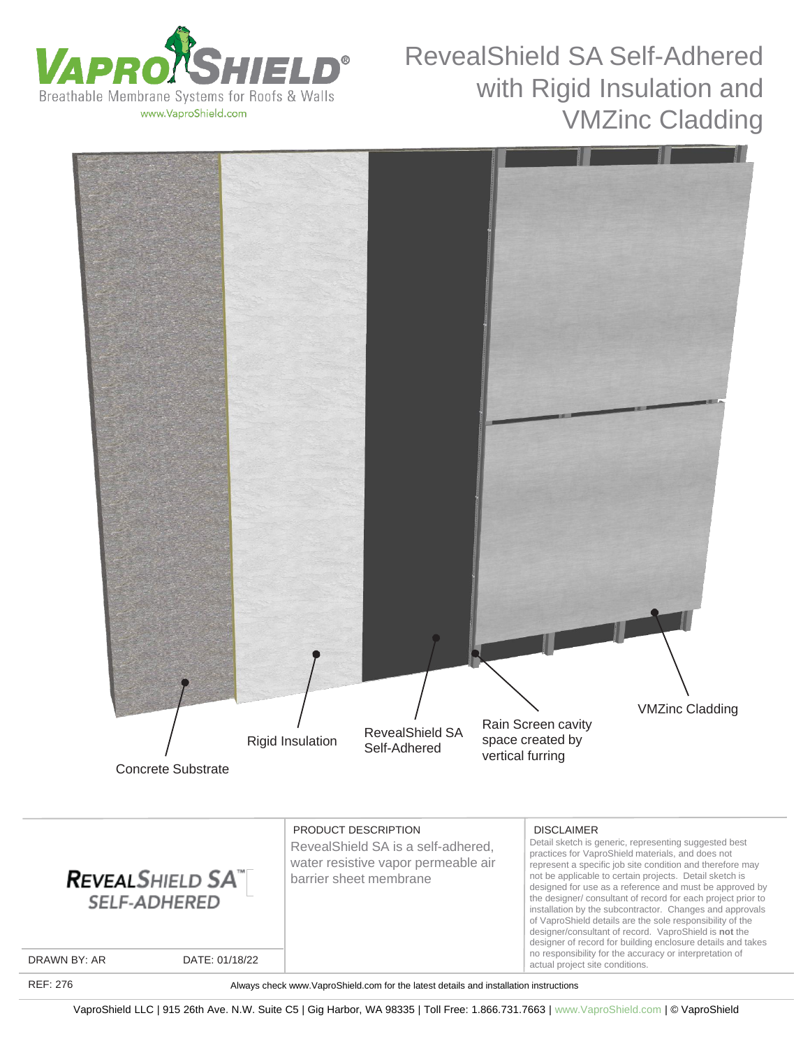VAPROSHIELD®
Breathable Membrane Systems for Roofs & Walls
www.VaproShield.com

# RevealShield SA Self-Adhered with Rigid Insulation and VMZinc Cladding

Concrete Substrate

Rigid Insulation

RevealShield SA Self-Adhered

Rain Screen cavity space created by vertical furring

VMZinc Cladding

REVEALSHIELD SA™ SELF-ADHERED

DRAWN BY: AR

DATE: 01/18/22

PRODUCT DESCRIPTION

RevealShield SA is a self-adhered, water resistive vapor permeable air barrier sheet membrane

DISCLAIMER

Detail sketch is generic, representing suggested best practices for VaproShield materials, and does not represent a specific job site condition and therefore may not be applicable to certain projects. Detail sketch is designed for use as a reference and must be approved by the designer/ consultant of record for each project prior to installation by the subcontractor. Changes and approvals of VaproShield details are the sole responsibility of the designer/consultant of record. VaproShield is **not** the designer of record for building enclosure details and takes no responsibility for the accuracy or interpretation of actual project site conditions.

REF: 276

Always check www.VaproShield.com for the latest details and installation instructions

VaproShield LLC | 915 26th Ave. N.W. Suite C5 | Gig Harbor, WA 98335 | Toll Free: 1.866.731.7663 | www.VaproShield.com | © VaproShield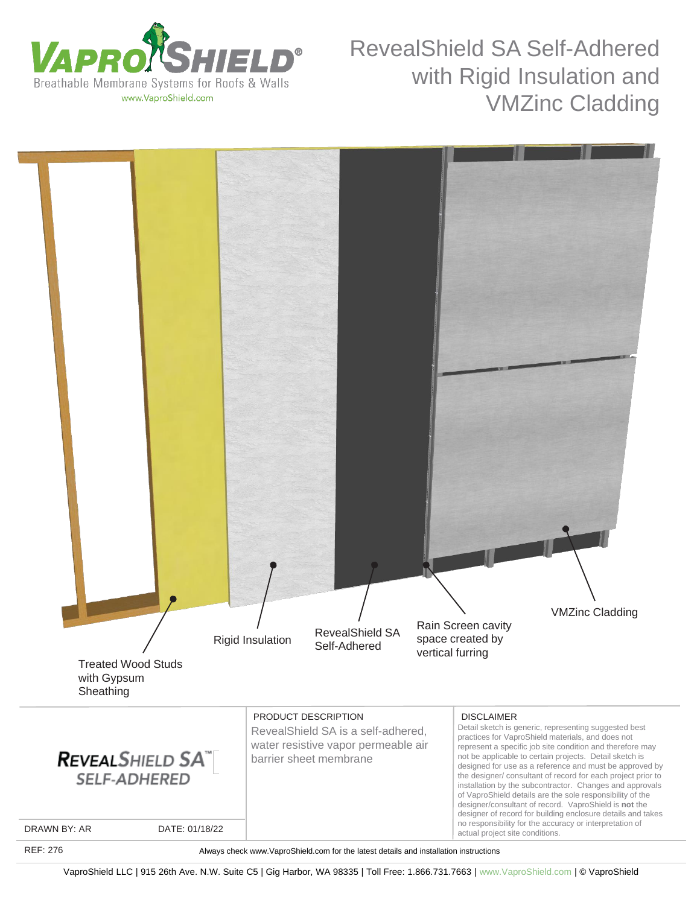# RevealShield SA Self-Adhered with Rigid Insulation and VMZinc Cladding

Treated Wood Studs with Gypsum Sheathing

Rigid Insulation

RevealShield SA Self-Adhered

Rain Screen cavity space created by vertical furring

VMZinc Cladding

**REVEALSHIELD SA™ SELF-ADHERED**

PRODUCT DESCRIPTION

RevealShield SA is a self-adhered, water resistive vapor permeable air barrier sheet membrane

DISCLAIMER

Detail sketch is generic, representing suggested best practices for VaproShield materials, and does not represent a specific job site condition and therefore may not be applicable to certain projects. Detail sketch is designed for use as a reference and must be approved by the designer/ consultant of record for each project prior to installation by the subcontractor. Changes and approvals of VaproShield details are the sole responsibility of the designer/consultant of record. VaproShield is **not** the designer of record for building enclosure details and takes no responsibility for the accuracy or interpretation of actual project site conditions.

DRAWN BY: AR | DATE: 01/18/22

REF: 276

Always check www.VaproShield.com for the latest details and installation instructions

VaproShield LLC | 915 26th Ave. N.W. Suite C5 | Gig Harbor, WA 98335 | Toll Free: 1.866.731.7663 | www.VaproShield.com | © VaproShield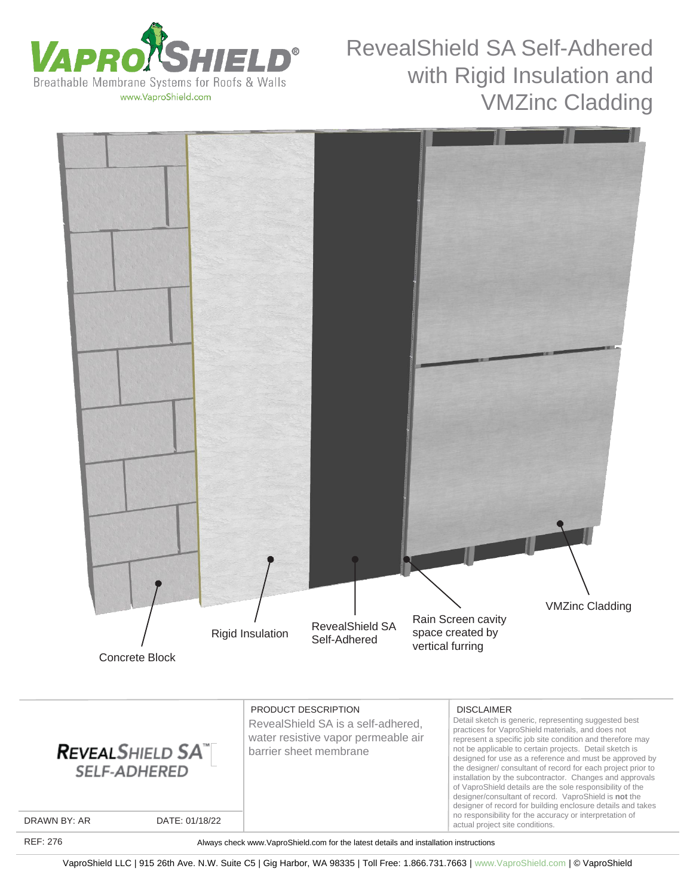VAPROSHIELD®

Breathable Membrane Systems for Roofs & Walls

www.VaproShield.com

# RevealShield SA Self-Adhered with Rigid Insulation and VMZinc Cladding

Concrete Block

Rigid Insulation

RevealShield SA Self-Adhered

Rain Screen cavity space created by vertical furring

VMZinc Cladding

REVEALSHIELD SA™ SELF-ADHERED

PRODUCT DESCRIPTION

RevealShield SA is a self-adhered, water resistive vapor permeable air barrier sheet membrane

DISCLAIMER

Detail sketch is generic, representing suggested best practices for VaproShield materials, and does not represent a specific job site condition and therefore may not be applicable to certain projects. Detail sketch is designed for use as a reference and must be approved by the designer/ consultant of record for each project prior to installation by the subcontractor. Changes and approvals of VaproShield details are the sole responsibility of the designer/consultant of record. VaproShield is **not** the designer of record for building enclosure details and takes no responsibility for the accuracy or interpretation of actual project site conditions.

DRAWN BY: AR DATE: 01/18/22

REF: 276

Always check www.VaproShield.com for the latest details and installation instructions

VaproShield LLC | 915 26th Ave. N.W. Suite C5 | Gig Harbor, WA 98335 | Toll Free: 1.866.731.7663 | www.VaproShield.com | © VaproShield